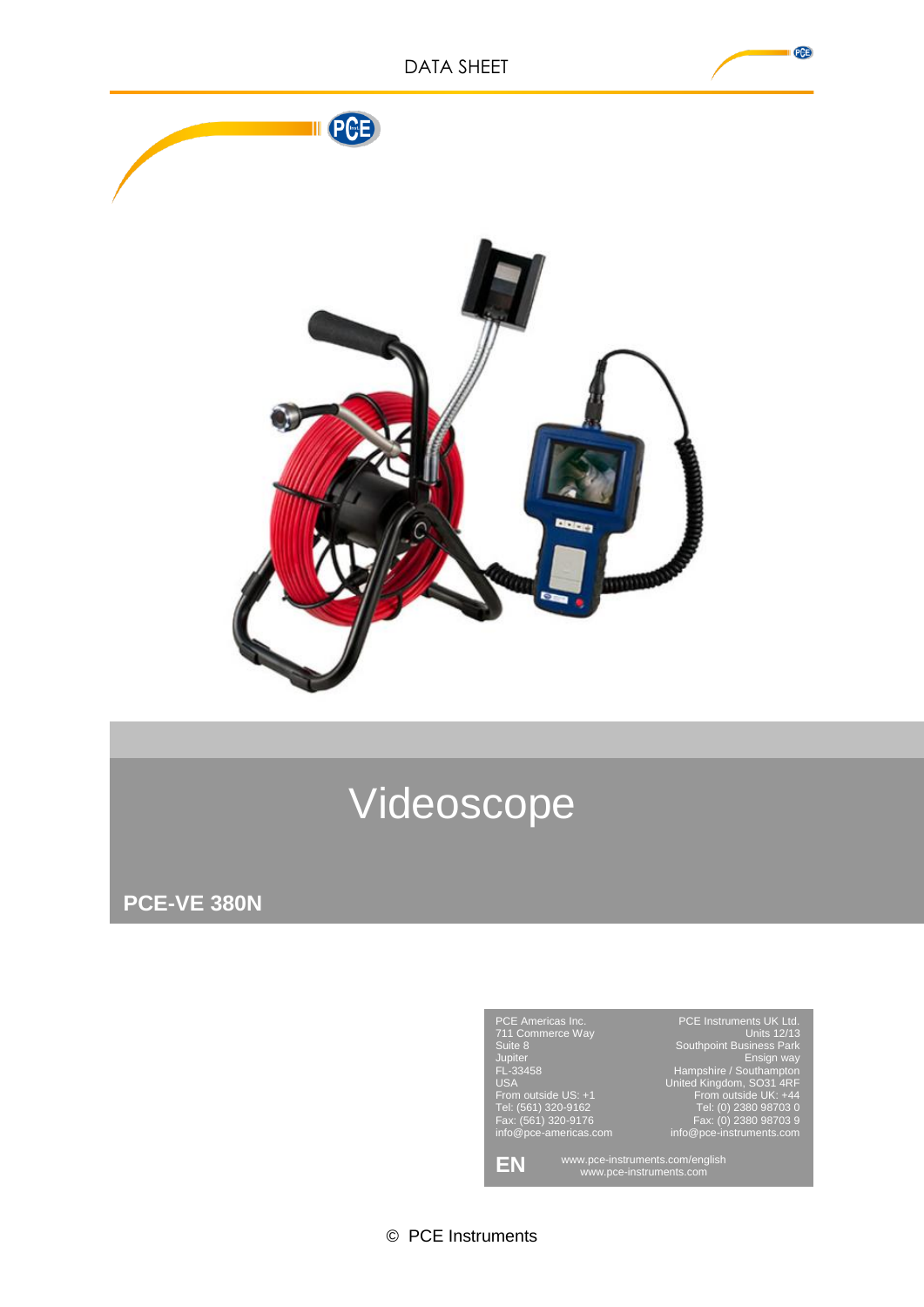# Videoscope

**PCE-VE 380N**

PCE Americas Inc.
711 Commerce Way
Suite 8
Jupiter
FL-33458
USA
From outside US: +1
Tel: (561) 320-9162
Fax: (561) 320-9176
info@pce-americas.com

PCE Instruments UK Ltd.
Units 12/13
Southpoint Business Park
Ensign way
Hampshire / Southampton
United Kingdom, SO31 4RF
From outside UK: +44
Tel: (0) 2380 98703 0
Fax: (0) 2380 98703 9
info@pce-instruments.com

**EN**

www.pce-instruments.com/english
www.pce-instruments.com

© PCE Instruments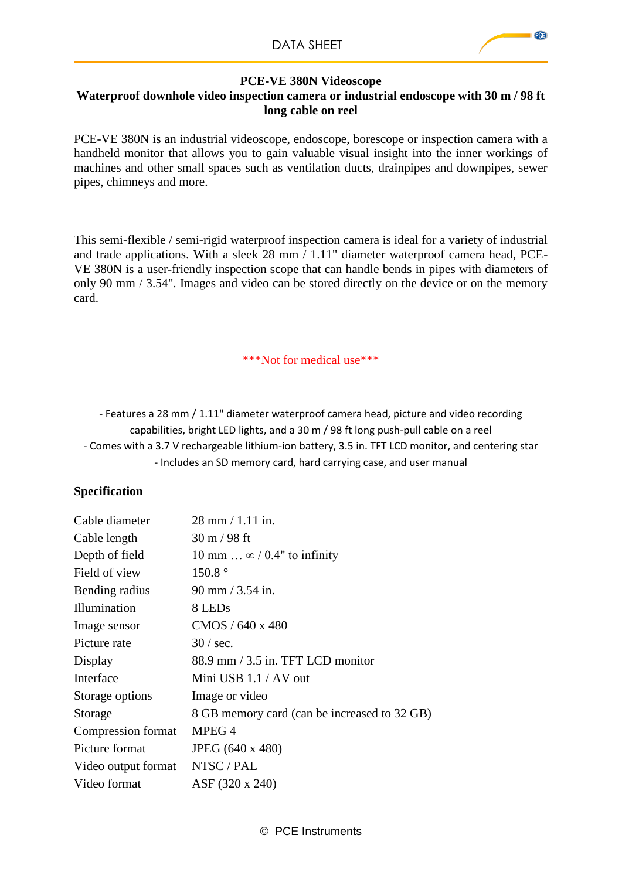**PCE-VE 380N Videoscope**

**Waterproof downhole video inspection camera or industrial endoscope with 30 m / 98 ft long cable on reel**

PCE-VE 380N is an industrial videoscope, endoscope, borescope or inspection camera with a handheld monitor that allows you to gain valuable visual insight into the inner workings of machines and other small spaces such as ventilation ducts, drainpipes and downpipes, sewer pipes, chimneys and more.

This semi-flexible / semi-rigid waterproof inspection camera is ideal for a variety of industrial and trade applications. With a sleek 28 mm / 1.11" diameter waterproof camera head, PCE-VE 380N is a user-friendly inspection scope that can handle bends in pipes with diameters of only 90 mm / 3.54". Images and video can be stored directly on the device or on the memory card.

***Not for medical use***

- Features a 28 mm / 1.11" diameter waterproof camera head, picture and video recording capabilities, bright LED lights, and a 30 m / 98 ft long push-pull cable on a reel
- Comes with a 3.7 V rechargeable lithium-ion battery, 3.5 in. TFT LCD monitor, and centering star
- Includes an SD memory card, hard carrying case, and user manual

**Specification**

| | |
|---|---|
| Cable diameter | 28 mm / 1.11 in. |
| Cable length | 30 m / 98 ft |
| Depth of field | 10 mm … ∞ / 0.4" to infinity |
| Field of view | 150.8 ° |
| Bending radius | 90 mm / 3.54 in. |
| Illumination | 8 LEDs |
| Image sensor | CMOS / 640 x 480 |
| Picture rate | 30 / sec. |
| Display | 88.9 mm / 3.5 in. TFT LCD monitor |
| Interface | Mini USB 1.1 / AV out |
| Storage options | Image or video |
| Storage | 8 GB memory card (can be increased to 32 GB) |
| Compression format | MPEG 4 |
| Picture format | JPEG (640 x 480) |
| Video output format | NTSC / PAL |
| Video format | ASF (320 x 240) |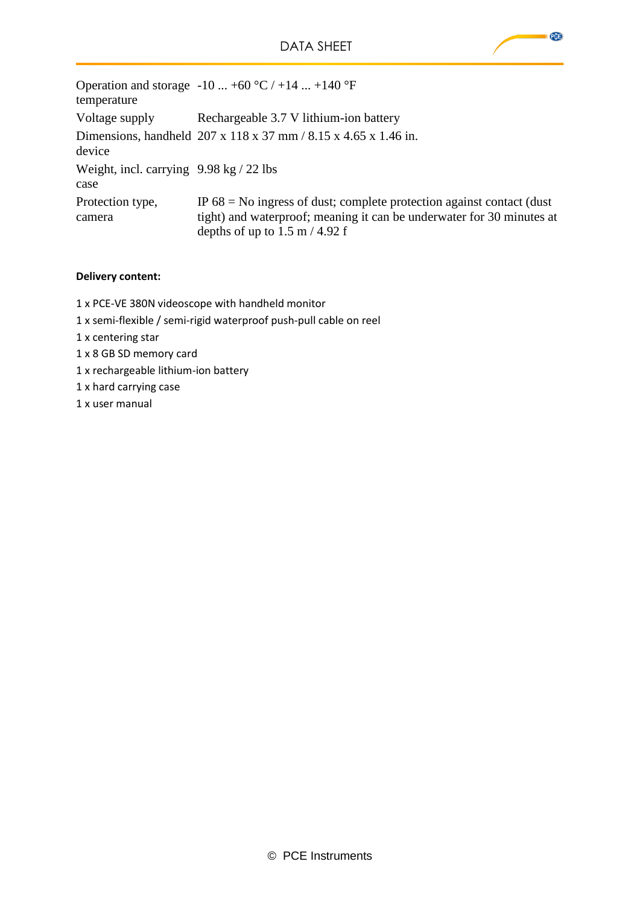| | |
|---|---|
| Operation and storage temperature | -10 ... +60 °C / +14 ... +140 °F |
| Voltage supply | Rechargeable 3.7 V lithium-ion battery |
| Dimensions, handheld device | 207 x 118 x 37 mm / 8.15 x 4.65 x 1.46 in. |
| Weight, incl. carrying case | 9.98 kg / 22 lbs |
| Protection type, camera | IP 68 = No ingress of dust; complete protection against contact (dust tight) and waterproof; meaning it can be underwater for 30 minutes at depths of up to 1.5 m / 4.92 f |

**Delivery content:**

1 x PCE-VE 380N videoscope with handheld monitor
1 x semi-flexible / semi-rigid waterproof push-pull cable on reel
1 x centering star
1 x 8 GB SD memory card
1 x rechargeable lithium-ion battery
1 x hard carrying case
1 x user manual